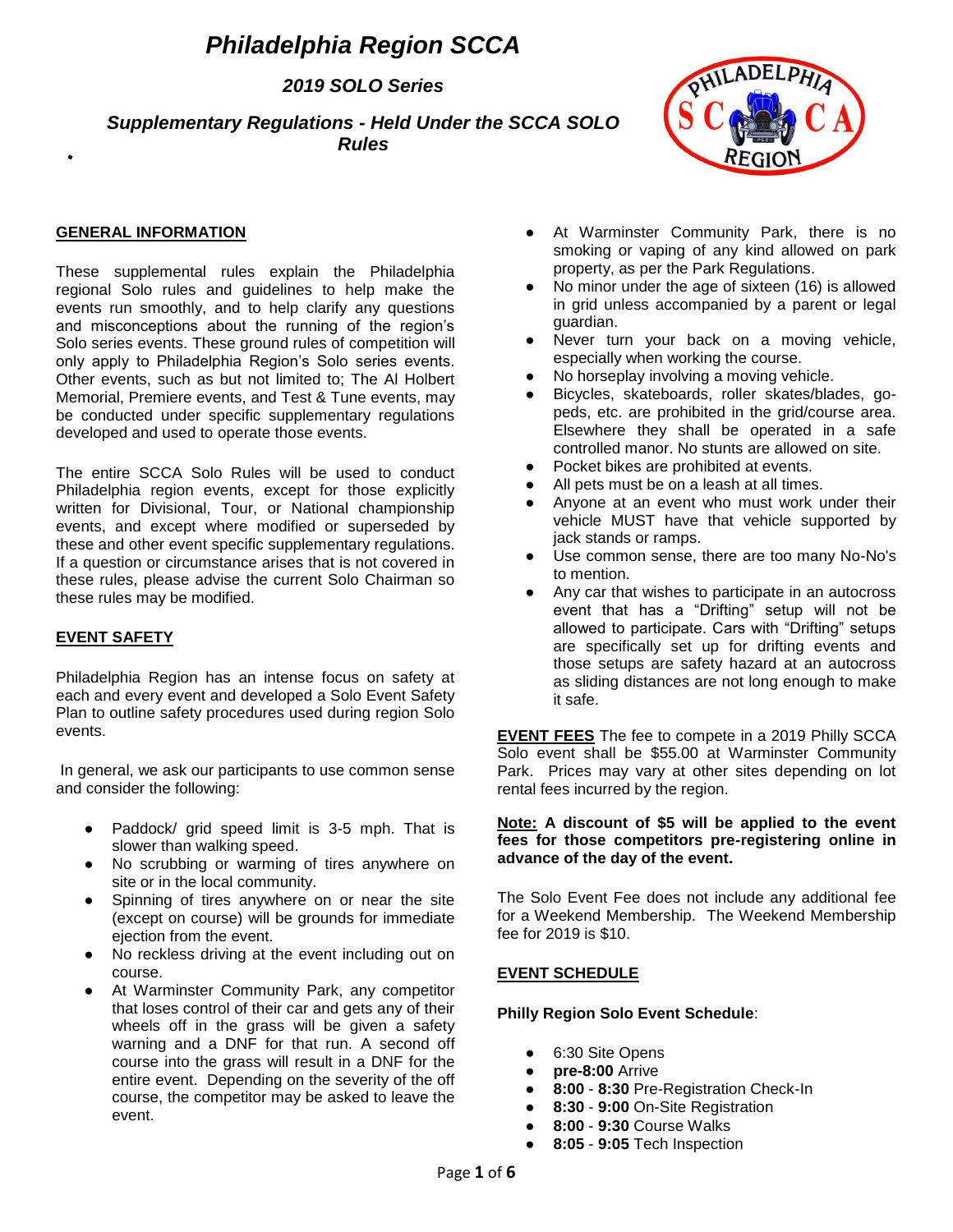# Philadelphia Region SCCA

## 2019 SOLO Series

## Supplementary Regulations - Held Under the SCCA SOLO Rules

### GENERAL INFORMATION

These supplemental rules explain the Philadelphia regional Solo rules and guidelines to help make the events run smoothly, and to help clarify any questions and misconceptions about the running of the region's Solo series events. These ground rules of competition will only apply to Philadelphia Region's Solo series events. Other events, such as but not limited to; The Al Holbert Memorial, Premiere events, and Test & Tune events, may be conducted under specific supplementary regulations developed and used to operate those events.

The entire SCCA Solo Rules will be used to conduct Philadelphia region events, except for those explicitly written for Divisional, Tour, or National championship events, and except where modified or superseded by these and other event specific supplementary regulations. If a question or circumstance arises that is not covered in these rules, please advise the current Solo Chairman so these rules may be modified.

### EVENT SAFETY

Philadelphia Region has an intense focus on safety at each and every event and developed a Solo Event Safety Plan to outline safety procedures used during region Solo events.

In general, we ask our participants to use common sense and consider the following:

- Paddock/ grid speed limit is 3-5 mph. That is slower than walking speed.
- No scrubbing or warming of tires anywhere on site or in the local community.
- Spinning of tires anywhere on or near the site (except on course) will be grounds for immediate ejection from the event.
- No reckless driving at the event including out on course.
- At Warminster Community Park, any competitor that loses control of their car and gets any of their wheels off in the grass will be given a safety warning and a DNF for that run. A second off course into the grass will result in a DNF for the entire event. Depending on the severity of the off course, the competitor may be asked to leave the event.
- At Warminster Community Park, there is no smoking or vaping of any kind allowed on park property, as per the Park Regulations.
- No minor under the age of sixteen (16) is allowed in grid unless accompanied by a parent or legal guardian.
- Never turn your back on a moving vehicle, especially when working the course.
- No horseplay involving a moving vehicle.
- Bicycles, skateboards, roller skates/blades, go-peds, etc. are prohibited in the grid/course area. Elsewhere they shall be operated in a safe controlled manor. No stunts are allowed on site.
- Pocket bikes are prohibited at events.
- All pets must be on a leash at all times.
- Anyone at an event who must work under their vehicle MUST have that vehicle supported by jack stands or ramps.
- Use common sense, there are too many No-No's to mention.
- Any car that wishes to participate in an autocross event that has a "Drifting" setup will not be allowed to participate. Cars with "Drifting" setups are specifically set up for drifting events and those setups are safety hazard at an autocross as sliding distances are not long enough to make it safe.

**EVENT FEES** The fee to compete in a 2019 Philly SCCA Solo event shall be $55.00 at Warminster Community Park. Prices may vary at other sites depending on lot rental fees incurred by the region.

**Note: A discount of $5 will be applied to the event fees for those competitors pre-registering online in advance of the day of the event.**

The Solo Event Fee does not include any additional fee for a Weekend Membership. The Weekend Membership fee for 2019 is $10.

### EVENT SCHEDULE

**Philly Region Solo Event Schedule**:

- 6:30 Site Opens
- **pre-8:00** Arrive
- **8:00** - **8:30** Pre-Registration Check-In
- **8:30** - **9:00** On-Site Registration
- **8:00** - **9:30** Course Walks
- **8:05** - **9:05** Tech Inspection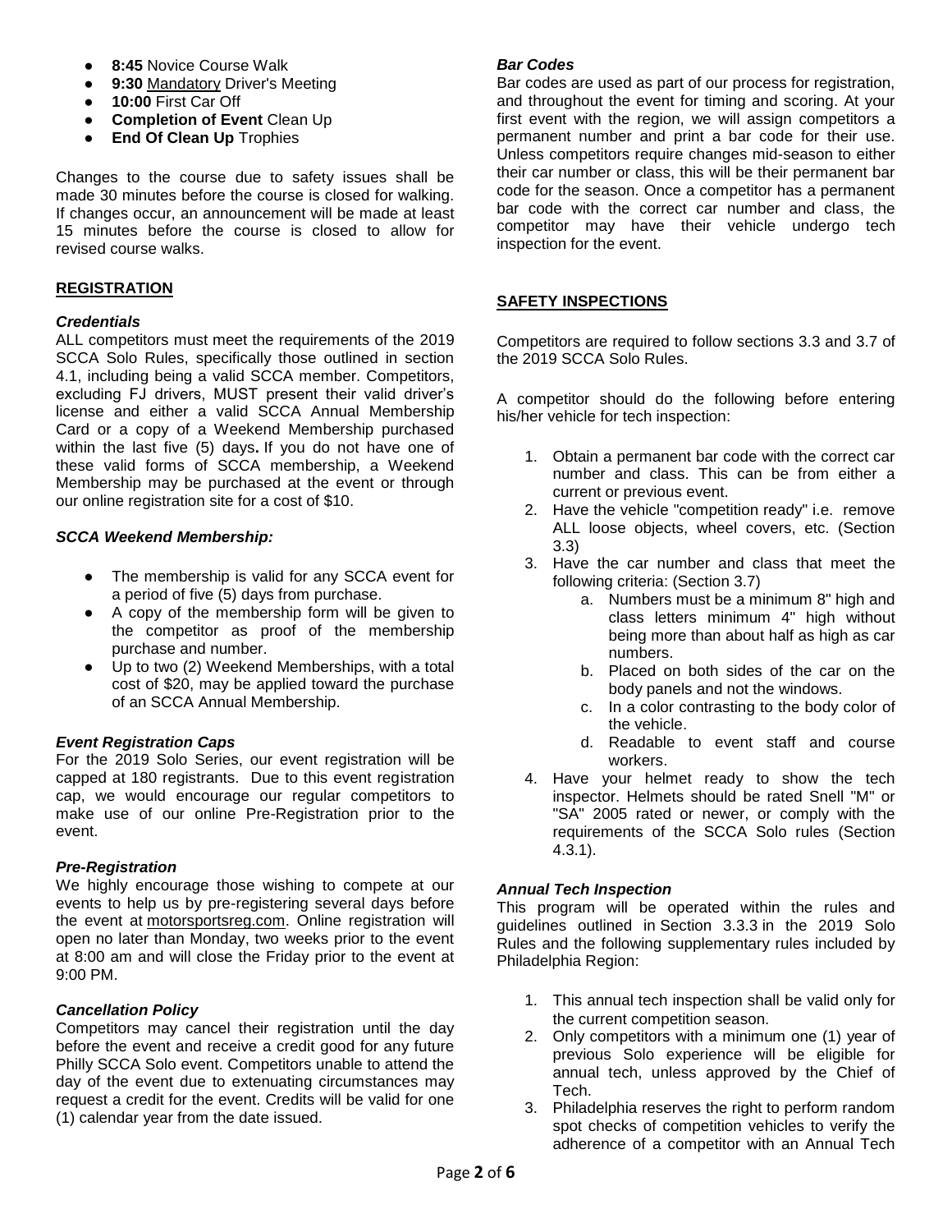- **8:45** Novice Course Walk
- **9:30** Mandatory Driver's Meeting
- **10:00** First Car Off
- **Completion of Event** Clean Up
- **End Of Clean Up** Trophies

Changes to the course due to safety issues shall be made 30 minutes before the course is closed for walking. If changes occur, an announcement will be made at least 15 minutes before the course is closed to allow for revised course walks.

## REGISTRATION

### *Credentials*

ALL competitors must meet the requirements of the 2019 SCCA Solo Rules, specifically those outlined in section 4.1, including being a valid SCCA member. Competitors, excluding FJ drivers, MUST present their valid driver's license and either a valid SCCA Annual Membership Card or a copy of a Weekend Membership purchased within the last five (5) days**.** If you do not have one of these valid forms of SCCA membership, a Weekend Membership may be purchased at the event or through our online registration site for a cost of $10.

### *SCCA Weekend Membership:*

- The membership is valid for any SCCA event for a period of five (5) days from purchase.
- A copy of the membership form will be given to the competitor as proof of the membership purchase and number.
- Up to two (2) Weekend Memberships, with a total cost of $20, may be applied toward the purchase of an SCCA Annual Membership.

### *Event Registration Caps*

For the 2019 Solo Series, our event registration will be capped at 180 registrants. Due to this event registration cap, we would encourage our regular competitors to make use of our online Pre-Registration prior to the event.

### *Pre-Registration*

We highly encourage those wishing to compete at our events to help us by pre-registering several days before the event at motorsportsreg.com. Online registration will open no later than Monday, two weeks prior to the event at 8:00 am and will close the Friday prior to the event at 9:00 PM.

### *Cancellation Policy*

Competitors may cancel their registration until the day before the event and receive a credit good for any future Philly SCCA Solo event. Competitors unable to attend the day of the event due to extenuating circumstances may request a credit for the event. Credits will be valid for one (1) calendar year from the date issued.

### *Bar Codes*

Bar codes are used as part of our process for registration, and throughout the event for timing and scoring. At your first event with the region, we will assign competitors a permanent number and print a bar code for their use. Unless competitors require changes mid-season to either their car number or class, this will be their permanent bar code for the season. Once a competitor has a permanent bar code with the correct car number and class, the competitor may have their vehicle undergo tech inspection for the event.

## SAFETY INSPECTIONS

Competitors are required to follow sections 3.3 and 3.7 of the 2019 SCCA Solo Rules.

A competitor should do the following before entering his/her vehicle for tech inspection:

1. Obtain a permanent bar code with the correct car number and class. This can be from either a current or previous event.
2. Have the vehicle "competition ready" i.e. remove ALL loose objects, wheel covers, etc. (Section 3.3)
3. Have the car number and class that meet the following criteria: (Section 3.7)
   a. Numbers must be a minimum 8" high and class letters minimum 4" high without being more than about half as high as car numbers.
   b. Placed on both sides of the car on the body panels and not the windows.
   c. In a color contrasting to the body color of the vehicle.
   d. Readable to event staff and course workers.
4. Have your helmet ready to show the tech inspector. Helmets should be rated Snell "M" or "SA" 2005 rated or newer, or comply with the requirements of the SCCA Solo rules (Section 4.3.1).

### *Annual Tech Inspection*

This program will be operated within the rules and guidelines outlined in Section 3.3.3 in the 2019 Solo Rules and the following supplementary rules included by Philadelphia Region:

1. This annual tech inspection shall be valid only for the current competition season.
2. Only competitors with a minimum one (1) year of previous Solo experience will be eligible for annual tech, unless approved by the Chief of Tech.
3. Philadelphia reserves the right to perform random spot checks of competition vehicles to verify the adherence of a competitor with an Annual Tech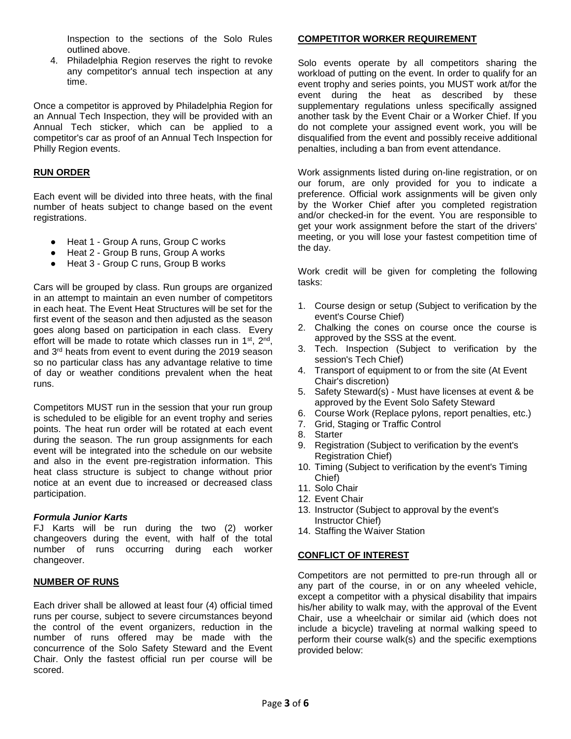Inspection to the sections of the Solo Rules outlined above.

4. Philadelphia Region reserves the right to revoke any competitor's annual tech inspection at any time.

Once a competitor is approved by Philadelphia Region for an Annual Tech Inspection, they will be provided with an Annual Tech sticker, which can be applied to a competitor's car as proof of an Annual Tech Inspection for Philly Region events.

**RUN ORDER**

Each event will be divided into three heats, with the final number of heats subject to change based on the event registrations.

- Heat 1 - Group A runs, Group C works
- Heat 2 - Group B runs, Group A works
- Heat 3 - Group C runs, Group B works

Cars will be grouped by class. Run groups are organized in an attempt to maintain an even number of competitors in each heat. The Event Heat Structures will be set for the first event of the season and then adjusted as the season goes along based on participation in each class. Every effort will be made to rotate which classes run in 1st, 2nd, and 3rd heats from event to event during the 2019 season so no particular class has any advantage relative to time of day or weather conditions prevalent when the heat runs.

Competitors MUST run in the session that your run group is scheduled to be eligible for an event trophy and series points. The heat run order will be rotated at each event during the season. The run group assignments for each event will be integrated into the schedule on our website and also in the event pre-registration information. This heat class structure is subject to change without prior notice at an event due to increased or decreased class participation.

***Formula Junior Karts***

FJ Karts will be run during the two (2) worker changeovers during the event, with half of the total number of runs occurring during each worker changeover.

**NUMBER OF RUNS**

Each driver shall be allowed at least four (4) official timed runs per course, subject to severe circumstances beyond the control of the event organizers, reduction in the number of runs offered may be made with the concurrence of the Solo Safety Steward and the Event Chair. Only the fastest official run per course will be scored.

**COMPETITOR WORKER REQUIREMENT**

Solo events operate by all competitors sharing the workload of putting on the event. In order to qualify for an event trophy and series points, you MUST work at/for the event during the heat as described by these supplementary regulations unless specifically assigned another task by the Event Chair or a Worker Chief. If you do not complete your assigned event work, you will be disqualified from the event and possibly receive additional penalties, including a ban from event attendance.

Work assignments listed during on-line registration, or on our forum, are only provided for you to indicate a preference. Official work assignments will be given only by the Worker Chief after you completed registration and/or checked-in for the event. You are responsible to get your work assignment before the start of the drivers' meeting, or you will lose your fastest competition time of the day.

Work credit will be given for completing the following tasks:

1. Course design or setup (Subject to verification by the event's Course Chief)
2. Chalking the cones on course once the course is approved by the SSS at the event.
3. Tech. Inspection (Subject to verification by the session's Tech Chief)
4. Transport of equipment to or from the site (At Event Chair's discretion)
5. Safety Steward(s) - Must have licenses at event & be approved by the Event Solo Safety Steward
6. Course Work (Replace pylons, report penalties, etc.)
7. Grid, Staging or Traffic Control
8. Starter
9. Registration (Subject to verification by the event's Registration Chief)
10. Timing (Subject to verification by the event's Timing Chief)
11. Solo Chair
12. Event Chair
13. Instructor (Subject to approval by the event's Instructor Chief)
14. Staffing the Waiver Station

**CONFLICT OF INTEREST**

Competitors are not permitted to pre-run through all or any part of the course, in or on any wheeled vehicle, except a competitor with a physical disability that impairs his/her ability to walk may, with the approval of the Event Chair, use a wheelchair or similar aid (which does not include a bicycle) traveling at normal walking speed to perform their course walk(s) and the specific exemptions provided below: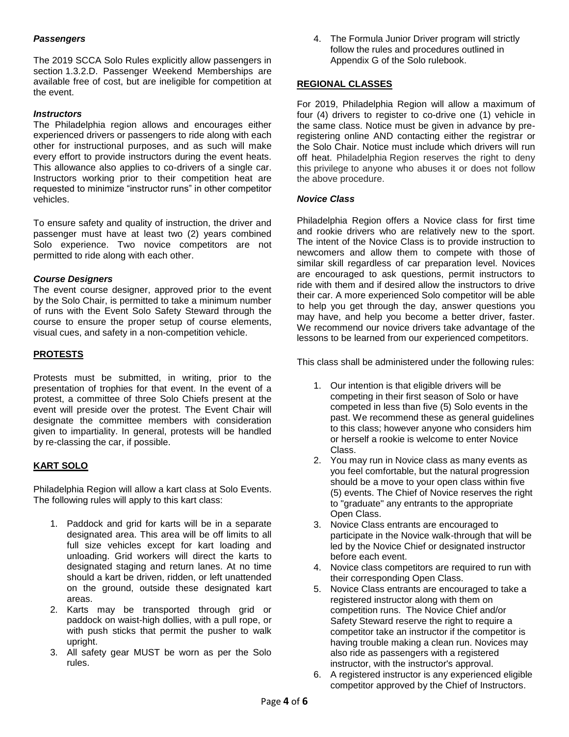### *Passengers*

The 2019 SCCA Solo Rules explicitly allow passengers in section 1.3.2.D. Passenger Weekend Memberships are available free of cost, but are ineligible for competition at the event.

### *Instructors*

The Philadelphia region allows and encourages either experienced drivers or passengers to ride along with each other for instructional purposes, and as such will make every effort to provide instructors during the event heats. This allowance also applies to co-drivers of a single car. Instructors working prior to their competition heat are requested to minimize "instructor runs" in other competitor vehicles.

To ensure safety and quality of instruction, the driver and passenger must have at least two (2) years combined Solo experience. Two novice competitors are not permitted to ride along with each other.

### *Course Designers*

The event course designer, approved prior to the event by the Solo Chair, is permitted to take a minimum number of runs with the Event Solo Safety Steward through the course to ensure the proper setup of course elements, visual cues, and safety in a non-competition vehicle.

## PROTESTS

Protests must be submitted, in writing, prior to the presentation of trophies for that event. In the event of a protest, a committee of three Solo Chiefs present at the event will preside over the protest. The Event Chair will designate the committee members with consideration given to impartiality. In general, protests will be handled by re-classing the car, if possible.

## KART SOLO

Philadelphia Region will allow a kart class at Solo Events. The following rules will apply to this kart class:

1. Paddock and grid for karts will be in a separate designated area. This area will be off limits to all full size vehicles except for kart loading and unloading. Grid workers will direct the karts to designated staging and return lanes. At no time should a kart be driven, ridden, or left unattended on the ground, outside these designated kart areas.
2. Karts may be transported through grid or paddock on waist-high dollies, with a pull rope, or with push sticks that permit the pusher to walk upright.
3. All safety gear MUST be worn as per the Solo rules.
4. The Formula Junior Driver program will strictly follow the rules and procedures outlined in Appendix G of the Solo rulebook.

## REGIONAL CLASSES

For 2019, Philadelphia Region will allow a maximum of four (4) drivers to register to co-drive one (1) vehicle in the same class. Notice must be given in advance by pre-registering online AND contacting either the registrar or the Solo Chair. Notice must include which drivers will run off heat. Philadelphia Region reserves the right to deny this privilege to anyone who abuses it or does not follow the above procedure.

### *Novice Class*

Philadelphia Region offers a Novice class for first time and rookie drivers who are relatively new to the sport. The intent of the Novice Class is to provide instruction to newcomers and allow them to compete with those of similar skill regardless of car preparation level. Novices are encouraged to ask questions, permit instructors to ride with them and if desired allow the instructors to drive their car. A more experienced Solo competitor will be able to help you get through the day, answer questions you may have, and help you become a better driver, faster. We recommend our novice drivers take advantage of the lessons to be learned from our experienced competitors.

This class shall be administered under the following rules:

1. Our intention is that eligible drivers will be competing in their first season of Solo or have competed in less than five (5) Solo events in the past. We recommend these as general guidelines to this class; however anyone who considers him or herself a rookie is welcome to enter Novice Class.
2. You may run in Novice class as many events as you feel comfortable, but the natural progression should be a move to your open class within five (5) events. The Chief of Novice reserves the right to "graduate" any entrants to the appropriate Open Class.
3. Novice Class entrants are encouraged to participate in the Novice walk-through that will be led by the Novice Chief or designated instructor before each event.
4. Novice class competitors are required to run with their corresponding Open Class.
5. Novice Class entrants are encouraged to take a registered instructor along with them on competition runs. The Novice Chief and/or Safety Steward reserve the right to require a competitor take an instructor if the competitor is having trouble making a clean run. Novices may also ride as passengers with a registered instructor, with the instructor's approval.
6. A registered instructor is any experienced eligible competitor approved by the Chief of Instructors.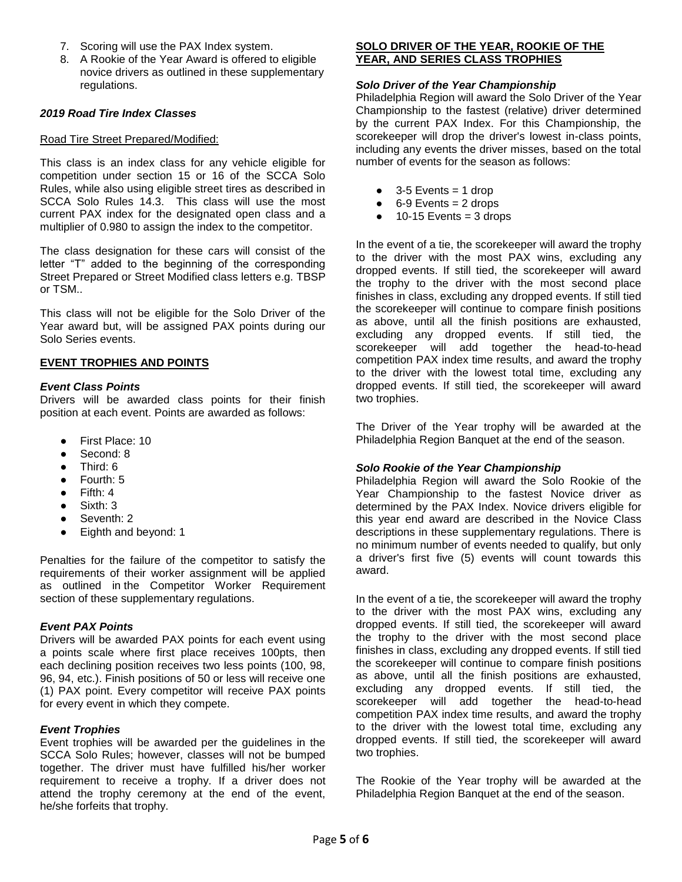7. Scoring will use the PAX Index system.
8. A Rookie of the Year Award is offered to eligible novice drivers as outlined in these supplementary regulations.

### *2019 Road Tire Index Classes*

Road Tire Street Prepared/Modified:

This class is an index class for any vehicle eligible for competition under section 15 or 16 of the SCCA Solo Rules, while also using eligible street tires as described in SCCA Solo Rules 14.3. This class will use the most current PAX index for the designated open class and a multiplier of 0.980 to assign the index to the competitor.

The class designation for these cars will consist of the letter "T" added to the beginning of the corresponding Street Prepared or Street Modified class letters e.g. TBSP or TSM..

This class will not be eligible for the Solo Driver of the Year award but, will be assigned PAX points during our Solo Series events.

## EVENT TROPHIES AND POINTS

### *Event Class Points*

Drivers will be awarded class points for their finish position at each event. Points are awarded as follows:

- First Place: 10
- Second: 8
- Third: 6
- Fourth: 5
- Fifth: 4
- Sixth: 3
- Seventh: 2
- Eighth and beyond: 1

Penalties for the failure of the competitor to satisfy the requirements of their worker assignment will be applied as outlined in the Competitor Worker Requirement section of these supplementary regulations.

### *Event PAX Points*

Drivers will be awarded PAX points for each event using a points scale where first place receives 100pts, then each declining position receives two less points (100, 98, 96, 94, etc.). Finish positions of 50 or less will receive one (1) PAX point. Every competitor will receive PAX points for every event in which they compete.

### *Event Trophies*

Event trophies will be awarded per the guidelines in the SCCA Solo Rules; however, classes will not be bumped together. The driver must have fulfilled his/her worker requirement to receive a trophy. If a driver does not attend the trophy ceremony at the end of the event, he/she forfeits that trophy.

## SOLO DRIVER OF THE YEAR, ROOKIE OF THE YEAR, AND SERIES CLASS TROPHIES

### *Solo Driver of the Year Championship*

Philadelphia Region will award the Solo Driver of the Year Championship to the fastest (relative) driver determined by the current PAX Index. For this Championship, the scorekeeper will drop the driver's lowest in-class points, including any events the driver misses, based on the total number of events for the season as follows:

- 3-5 Events = 1 drop
- 6-9 Events = 2 drops
- 10-15 Events = 3 drops

In the event of a tie, the scorekeeper will award the trophy to the driver with the most PAX wins, excluding any dropped events. If still tied, the scorekeeper will award the trophy to the driver with the most second place finishes in class, excluding any dropped events. If still tied the scorekeeper will continue to compare finish positions as above, until all the finish positions are exhausted, excluding any dropped events. If still tied, the scorekeeper will add together the head-to-head competition PAX index time results, and award the trophy to the driver with the lowest total time, excluding any dropped events. If still tied, the scorekeeper will award two trophies.

The Driver of the Year trophy will be awarded at the Philadelphia Region Banquet at the end of the season.

### *Solo Rookie of the Year Championship*

Philadelphia Region will award the Solo Rookie of the Year Championship to the fastest Novice driver as determined by the PAX Index. Novice drivers eligible for this year end award are described in the Novice Class descriptions in these supplementary regulations. There is no minimum number of events needed to qualify, but only a driver's first five (5) events will count towards this award.

In the event of a tie, the scorekeeper will award the trophy to the driver with the most PAX wins, excluding any dropped events. If still tied, the scorekeeper will award the trophy to the driver with the most second place finishes in class, excluding any dropped events. If still tied the scorekeeper will continue to compare finish positions as above, until all the finish positions are exhausted, excluding any dropped events. If still tied, the scorekeeper will add together the head-to-head competition PAX index time results, and award the trophy to the driver with the lowest total time, excluding any dropped events. If still tied, the scorekeeper will award two trophies.

The Rookie of the Year trophy will be awarded at the Philadelphia Region Banquet at the end of the season.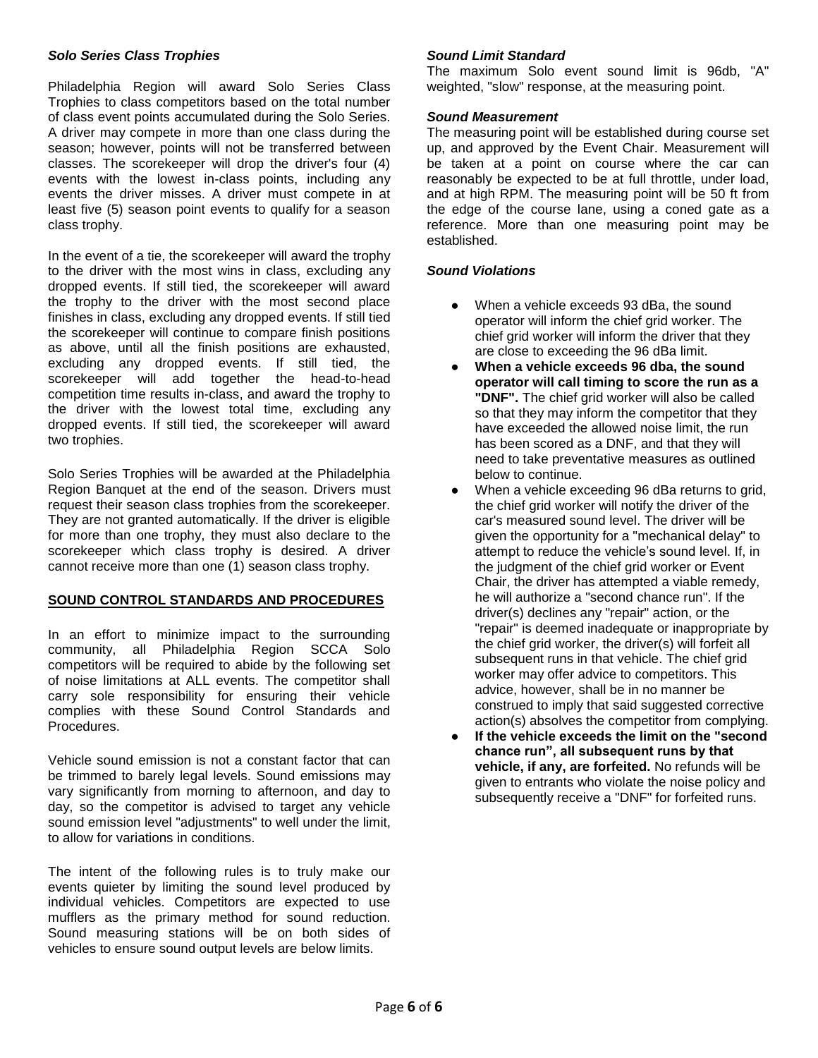### *Solo Series Class Trophies*

Philadelphia Region will award Solo Series Class Trophies to class competitors based on the total number of class event points accumulated during the Solo Series. A driver may compete in more than one class during the season; however, points will not be transferred between classes. The scorekeeper will drop the driver's four (4) events with the lowest in-class points, including any events the driver misses. A driver must compete in at least five (5) season point events to qualify for a season class trophy.

In the event of a tie, the scorekeeper will award the trophy to the driver with the most wins in class, excluding any dropped events. If still tied, the scorekeeper will award the trophy to the driver with the most second place finishes in class, excluding any dropped events. If still tied the scorekeeper will continue to compare finish positions as above, until all the finish positions are exhausted, excluding any dropped events. If still tied, the scorekeeper will add together the head-to-head competition time results in-class, and award the trophy to the driver with the lowest total time, excluding any dropped events. If still tied, the scorekeeper will award two trophies.

Solo Series Trophies will be awarded at the Philadelphia Region Banquet at the end of the season. Drivers must request their season class trophies from the scorekeeper. They are not granted automatically. If the driver is eligible for more than one trophy, they must also declare to the scorekeeper which class trophy is desired. A driver cannot receive more than one (1) season class trophy.

## SOUND CONTROL STANDARDS AND PROCEDURES

In an effort to minimize impact to the surrounding community, all Philadelphia Region SCCA Solo competitors will be required to abide by the following set of noise limitations at ALL events. The competitor shall carry sole responsibility for ensuring their vehicle complies with these Sound Control Standards and Procedures.

Vehicle sound emission is not a constant factor that can be trimmed to barely legal levels. Sound emissions may vary significantly from morning to afternoon, and day to day, so the competitor is advised to target any vehicle sound emission level "adjustments" to well under the limit, to allow for variations in conditions.

The intent of the following rules is to truly make our events quieter by limiting the sound level produced by individual vehicles. Competitors are expected to use mufflers as the primary method for sound reduction. Sound measuring stations will be on both sides of vehicles to ensure sound output levels are below limits.

### *Sound Limit Standard*

The maximum Solo event sound limit is 96db, "A" weighted, "slow" response, at the measuring point.

### *Sound Measurement*

The measuring point will be established during course set up, and approved by the Event Chair. Measurement will be taken at a point on course where the car can reasonably be expected to be at full throttle, under load, and at high RPM. The measuring point will be 50 ft from the edge of the course lane, using a coned gate as a reference. More than one measuring point may be established.

### *Sound Violations*

- When a vehicle exceeds 93 dBa, the sound operator will inform the chief grid worker. The chief grid worker will inform the driver that they are close to exceeding the 96 dBa limit.
- **When a vehicle exceeds 96 dba, the sound operator will call timing to score the run as a "DNF".** The chief grid worker will also be called so that they may inform the competitor that they have exceeded the allowed noise limit, the run has been scored as a DNF, and that they will need to take preventative measures as outlined below to continue.
- When a vehicle exceeding 96 dBa returns to grid, the chief grid worker will notify the driver of the car's measured sound level. The driver will be given the opportunity for a "mechanical delay" to attempt to reduce the vehicle's sound level. If, in the judgment of the chief grid worker or Event Chair, the driver has attempted a viable remedy, he will authorize a "second chance run". If the driver(s) declines any "repair" action, or the "repair" is deemed inadequate or inappropriate by the chief grid worker, the driver(s) will forfeit all subsequent runs in that vehicle. The chief grid worker may offer advice to competitors. This advice, however, shall be in no manner be construed to imply that said suggested corrective action(s) absolves the competitor from complying.
- **If the vehicle exceeds the limit on the "second chance run", all subsequent runs by that vehicle, if any, are forfeited.** No refunds will be given to entrants who violate the noise policy and subsequently receive a "DNF" for forfeited runs.